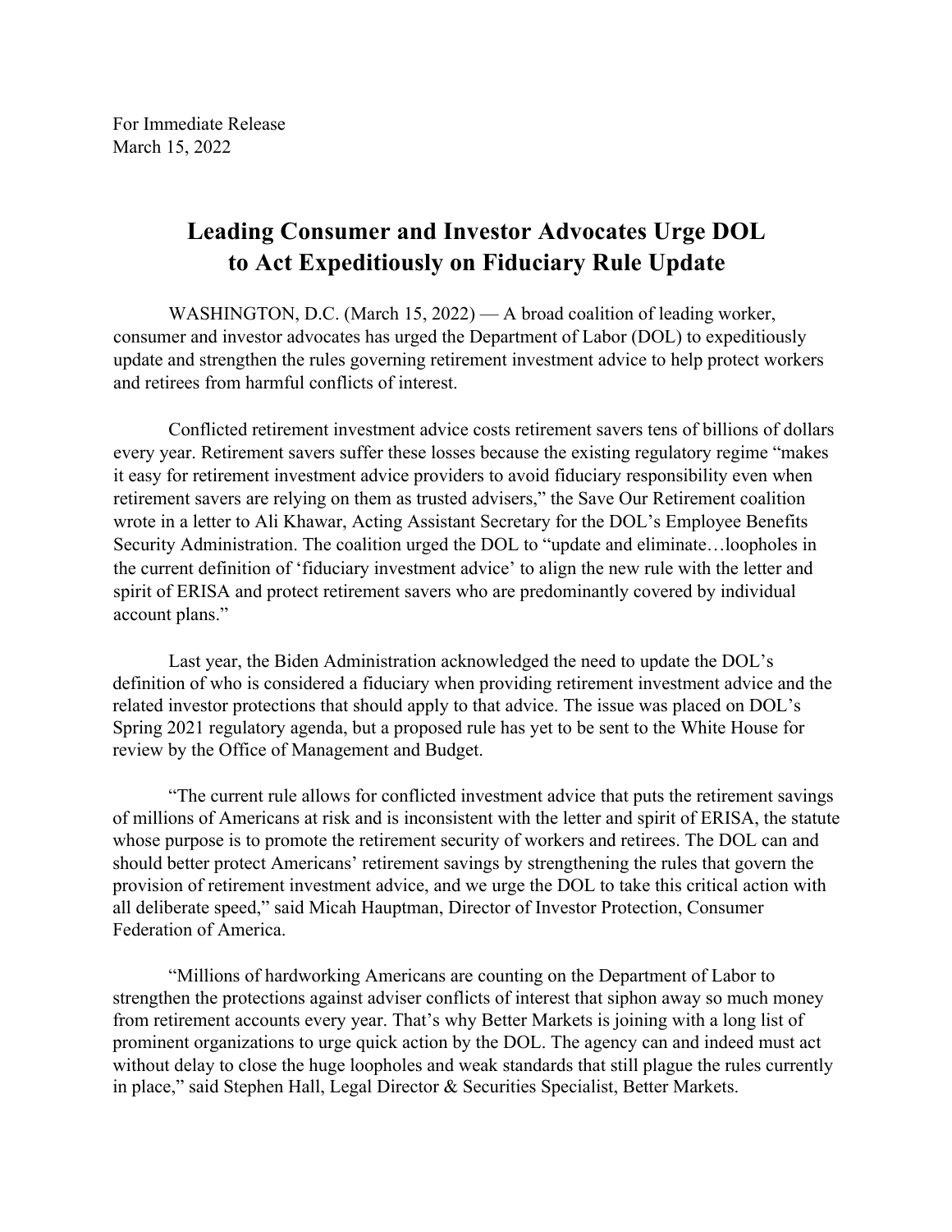For Immediate Release
March 15, 2022

# Leading Consumer and Investor Advocates Urge DOL to Act Expeditiously on Fiduciary Rule Update

WASHINGTON, D.C. (March 15, 2022) — A broad coalition of leading worker, consumer and investor advocates has urged the Department of Labor (DOL) to expeditiously update and strengthen the rules governing retirement investment advice to help protect workers and retirees from harmful conflicts of interest.

Conflicted retirement investment advice costs retirement savers tens of billions of dollars every year. Retirement savers suffer these losses because the existing regulatory regime "makes it easy for retirement investment advice providers to avoid fiduciary responsibility even when retirement savers are relying on them as trusted advisers," the Save Our Retirement coalition wrote in a letter to Ali Khawar, Acting Assistant Secretary for the DOL's Employee Benefits Security Administration. The coalition urged the DOL to "update and eliminate…loopholes in the current definition of 'fiduciary investment advice' to align the new rule with the letter and spirit of ERISA and protect retirement savers who are predominantly covered by individual account plans."

Last year, the Biden Administration acknowledged the need to update the DOL's definition of who is considered a fiduciary when providing retirement investment advice and the related investor protections that should apply to that advice. The issue was placed on DOL's Spring 2021 regulatory agenda, but a proposed rule has yet to be sent to the White House for review by the Office of Management and Budget.

"The current rule allows for conflicted investment advice that puts the retirement savings of millions of Americans at risk and is inconsistent with the letter and spirit of ERISA, the statute whose purpose is to promote the retirement security of workers and retirees. The DOL can and should better protect Americans' retirement savings by strengthening the rules that govern the provision of retirement investment advice, and we urge the DOL to take this critical action with all deliberate speed," said Micah Hauptman, Director of Investor Protection, Consumer Federation of America.

"Millions of hardworking Americans are counting on the Department of Labor to strengthen the protections against adviser conflicts of interest that siphon away so much money from retirement accounts every year. That's why Better Markets is joining with a long list of prominent organizations to urge quick action by the DOL. The agency can and indeed must act without delay to close the huge loopholes and weak standards that still plague the rules currently in place," said Stephen Hall, Legal Director & Securities Specialist, Better Markets.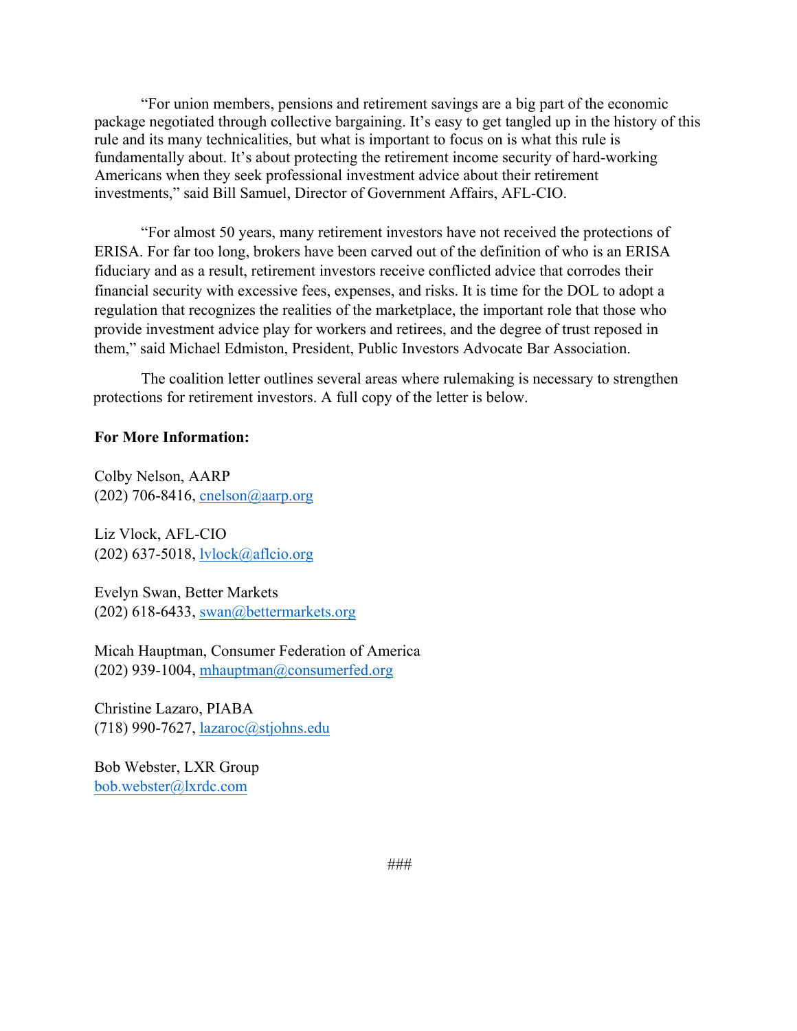"For union members, pensions and retirement savings are a big part of the economic package negotiated through collective bargaining. It's easy to get tangled up in the history of this rule and its many technicalities, but what is important to focus on is what this rule is fundamentally about. It's about protecting the retirement income security of hard-working Americans when they seek professional investment advice about their retirement investments," said Bill Samuel, Director of Government Affairs, AFL-CIO.

"For almost 50 years, many retirement investors have not received the protections of ERISA. For far too long, brokers have been carved out of the definition of who is an ERISA fiduciary and as a result, retirement investors receive conflicted advice that corrodes their financial security with excessive fees, expenses, and risks. It is time for the DOL to adopt a regulation that recognizes the realities of the marketplace, the important role that those who provide investment advice play for workers and retirees, and the degree of trust reposed in them," said Michael Edmiston, President, Public Investors Advocate Bar Association.

The coalition letter outlines several areas where rulemaking is necessary to strengthen protections for retirement investors. A full copy of the letter is below.

**For More Information:**

Colby Nelson, AARP
(202) 706-8416, cnelson@aarp.org

Liz Vlock, AFL-CIO
(202) 637-5018, lvlock@aflcio.org

Evelyn Swan, Better Markets
(202) 618-6433, swan@bettermarkets.org

Micah Hauptman, Consumer Federation of America
(202) 939-1004, mhauptman@consumerfed.org

Christine Lazaro, PIABA
(718) 990-7627, lazaroc@stjohns.edu

Bob Webster, LXR Group
bob.webster@lxrdc.com

###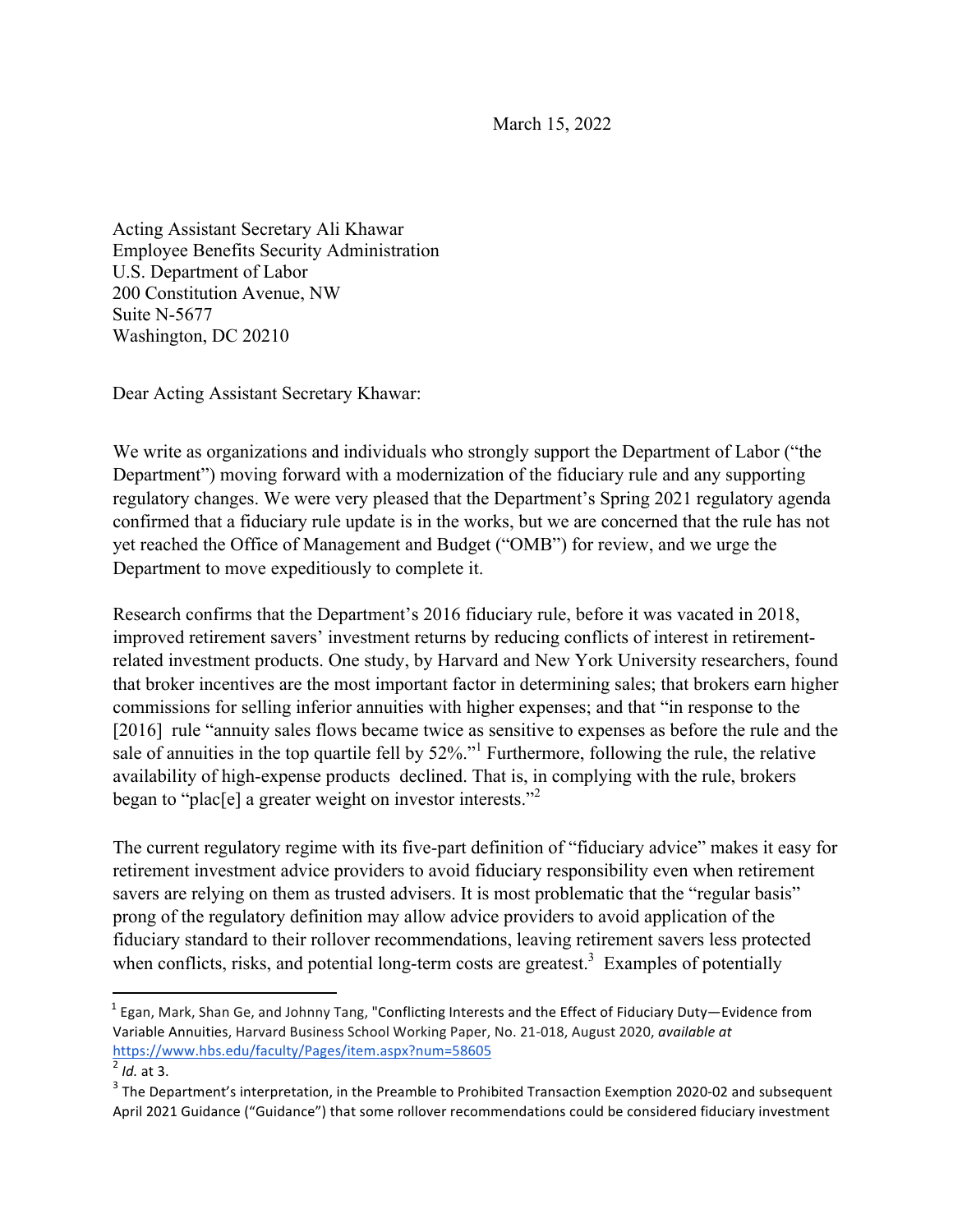March 15, 2022

Acting Assistant Secretary Ali Khawar
Employee Benefits Security Administration
U.S. Department of Labor
200 Constitution Avenue, NW
Suite N-5677
Washington, DC 20210

Dear Acting Assistant Secretary Khawar:

We write as organizations and individuals who strongly support the Department of Labor ("the Department") moving forward with a modernization of the fiduciary rule and any supporting regulatory changes. We were very pleased that the Department's Spring 2021 regulatory agenda confirmed that a fiduciary rule update is in the works, but we are concerned that the rule has not yet reached the Office of Management and Budget ("OMB") for review, and we urge the Department to move expeditiously to complete it.

Research confirms that the Department's 2016 fiduciary rule, before it was vacated in 2018, improved retirement savers' investment returns by reducing conflicts of interest in retirement-related investment products. One study, by Harvard and New York University researchers, found that broker incentives are the most important factor in determining sales; that brokers earn higher commissions for selling inferior annuities with higher expenses; and that "in response to the [2016] rule "annuity sales flows became twice as sensitive to expenses as before the rule and the sale of annuities in the top quartile fell by 52%."[1] Furthermore, following the rule, the relative availability of high-expense products declined. That is, in complying with the rule, brokers began to "plac[e] a greater weight on investor interests."[2]

The current regulatory regime with its five-part definition of "fiduciary advice" makes it easy for retirement investment advice providers to avoid fiduciary responsibility even when retirement savers are relying on them as trusted advisers. It is most problematic that the "regular basis" prong of the regulatory definition may allow advice providers to avoid application of the fiduciary standard to their rollover recommendations, leaving retirement savers less protected when conflicts, risks, and potential long-term costs are greatest.[3] Examples of potentially

---

[1] Egan, Mark, Shan Ge, and Johnny Tang, "Conflicting Interests and the Effect of Fiduciary Duty—Evidence from Variable Annuities, Harvard Business School Working Paper, No. 21-018, August 2020, *available at* https://www.hbs.edu/faculty/Pages/item.aspx?num=58605

[2] *Id.* at 3.

[3] The Department's interpretation, in the Preamble to Prohibited Transaction Exemption 2020-02 and subsequent April 2021 Guidance ("Guidance") that some rollover recommendations could be considered fiduciary investment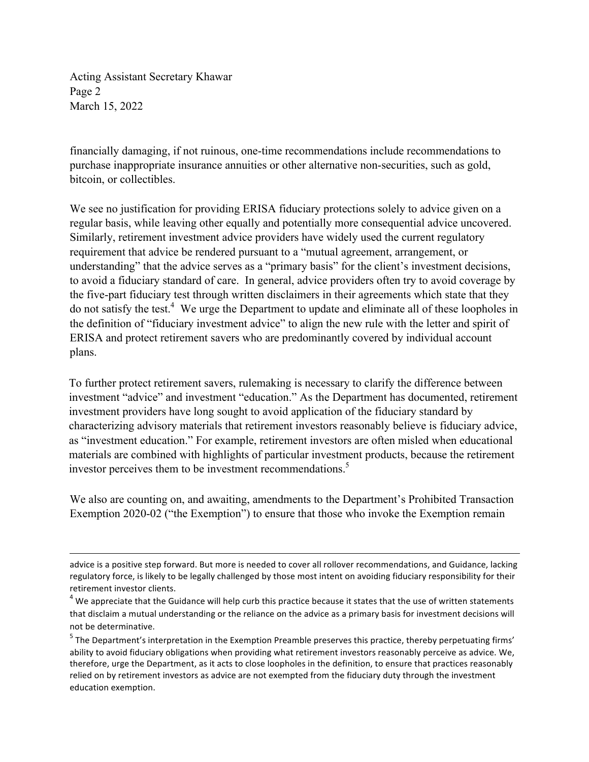financially damaging, if not ruinous, one-time recommendations include recommendations to purchase inappropriate insurance annuities or other alternative non-securities, such as gold, bitcoin, or collectibles.

We see no justification for providing ERISA fiduciary protections solely to advice given on a regular basis, while leaving other equally and potentially more consequential advice uncovered. Similarly, retirement investment advice providers have widely used the current regulatory requirement that advice be rendered pursuant to a "mutual agreement, arrangement, or understanding" that the advice serves as a "primary basis" for the client's investment decisions, to avoid a fiduciary standard of care. In general, advice providers often try to avoid coverage by the five-part fiduciary test through written disclaimers in their agreements which state that they do not satisfy the test.[4] We urge the Department to update and eliminate all of these loopholes in the definition of "fiduciary investment advice" to align the new rule with the letter and spirit of ERISA and protect retirement savers who are predominantly covered by individual account plans.

To further protect retirement savers, rulemaking is necessary to clarify the difference between investment "advice" and investment "education." As the Department has documented, retirement investment providers have long sought to avoid application of the fiduciary standard by characterizing advisory materials that retirement investors reasonably believe is fiduciary advice, as "investment education." For example, retirement investors are often misled when educational materials are combined with highlights of particular investment products, because the retirement investor perceives them to be investment recommendations.[5]

We also are counting on, and awaiting, amendments to the Department's Prohibited Transaction Exemption 2020-02 ("the Exemption") to ensure that those who invoke the Exemption remain

---

advice is a positive step forward. But more is needed to cover all rollover recommendations, and Guidance, lacking regulatory force, is likely to be legally challenged by those most intent on avoiding fiduciary responsibility for their retirement investor clients.

[4] We appreciate that the Guidance will help curb this practice because it states that the use of written statements that disclaim a mutual understanding or the reliance on the advice as a primary basis for investment decisions will not be determinative.

[5] The Department's interpretation in the Exemption Preamble preserves this practice, thereby perpetuating firms' ability to avoid fiduciary obligations when providing what retirement investors reasonably perceive as advice. We, therefore, urge the Department, as it acts to close loopholes in the definition, to ensure that practices reasonably relied on by retirement investors as advice are not exempted from the fiduciary duty through the investment education exemption.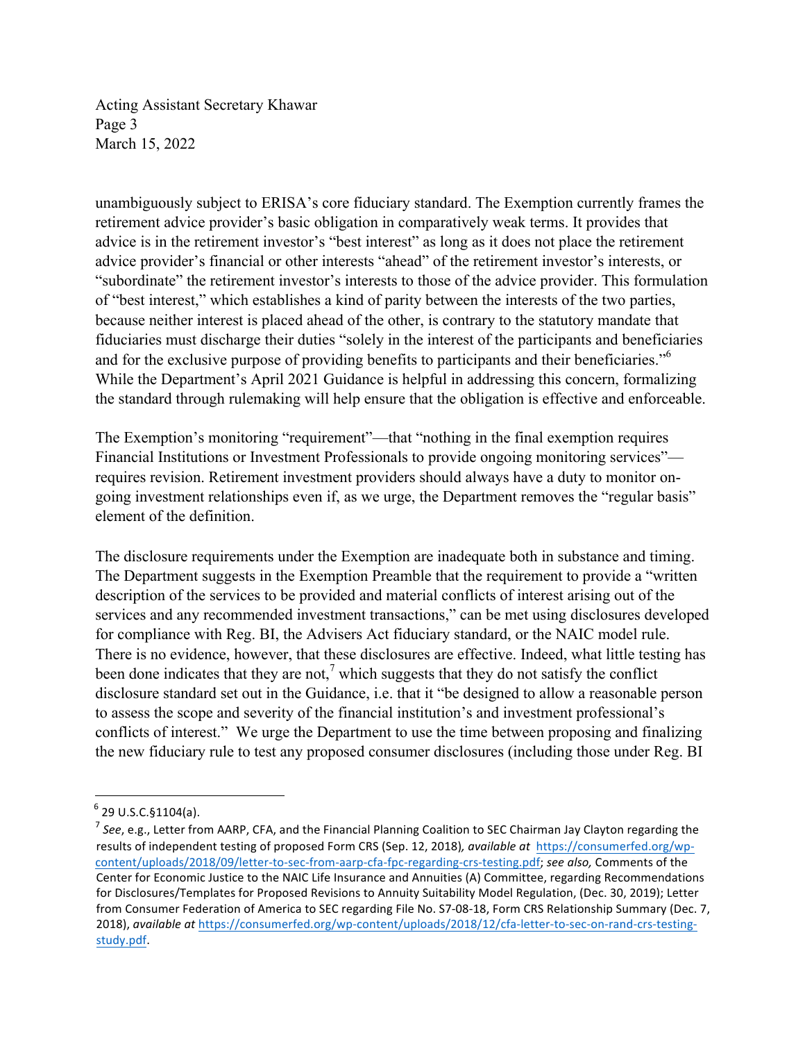unambiguously subject to ERISA's core fiduciary standard. The Exemption currently frames the retirement advice provider's basic obligation in comparatively weak terms. It provides that advice is in the retirement investor's "best interest" as long as it does not place the retirement advice provider's financial or other interests "ahead" of the retirement investor's interests, or "subordinate" the retirement investor's interests to those of the advice provider. This formulation of "best interest," which establishes a kind of parity between the interests of the two parties, because neither interest is placed ahead of the other, is contrary to the statutory mandate that fiduciaries must discharge their duties "solely in the interest of the participants and beneficiaries and for the exclusive purpose of providing benefits to participants and their beneficiaries."[6] While the Department's April 2021 Guidance is helpful in addressing this concern, formalizing the standard through rulemaking will help ensure that the obligation is effective and enforceable.

The Exemption's monitoring "requirement"—that "nothing in the final exemption requires Financial Institutions or Investment Professionals to provide ongoing monitoring services"—requires revision. Retirement investment providers should always have a duty to monitor on-going investment relationships even if, as we urge, the Department removes the "regular basis" element of the definition.

The disclosure requirements under the Exemption are inadequate both in substance and timing. The Department suggests in the Exemption Preamble that the requirement to provide a "written description of the services to be provided and material conflicts of interest arising out of the services and any recommended investment transactions," can be met using disclosures developed for compliance with Reg. BI, the Advisers Act fiduciary standard, or the NAIC model rule. There is no evidence, however, that these disclosures are effective. Indeed, what little testing has been done indicates that they are not,[7] which suggests that they do not satisfy the conflict disclosure standard set out in the Guidance, i.e. that it "be designed to allow a reasonable person to assess the scope and severity of the financial institution's and investment professional's conflicts of interest." We urge the Department to use the time between proposing and finalizing the new fiduciary rule to test any proposed consumer disclosures (including those under Reg. BI

---

[6] 29 U.S.C.§1104(a).

[7] *See*, e.g., Letter from AARP, CFA, and the Financial Planning Coalition to SEC Chairman Jay Clayton regarding the results of independent testing of proposed Form CRS (Sep. 12, 2018), *available at* https://consumerfed.org/wp-content/uploads/2018/09/letter-to-sec-from-aarp-cfa-fpc-regarding-crs-testing.pdf; *see also,* Comments of the Center for Economic Justice to the NAIC Life Insurance and Annuities (A) Committee, regarding Recommendations for Disclosures/Templates for Proposed Revisions to Annuity Suitability Model Regulation, (Dec. 30, 2019); Letter from Consumer Federation of America to SEC regarding File No. S7-08-18, Form CRS Relationship Summary (Dec. 7, 2018), *available at* https://consumerfed.org/wp-content/uploads/2018/12/cfa-letter-to-sec-on-rand-crs-testing-study.pdf.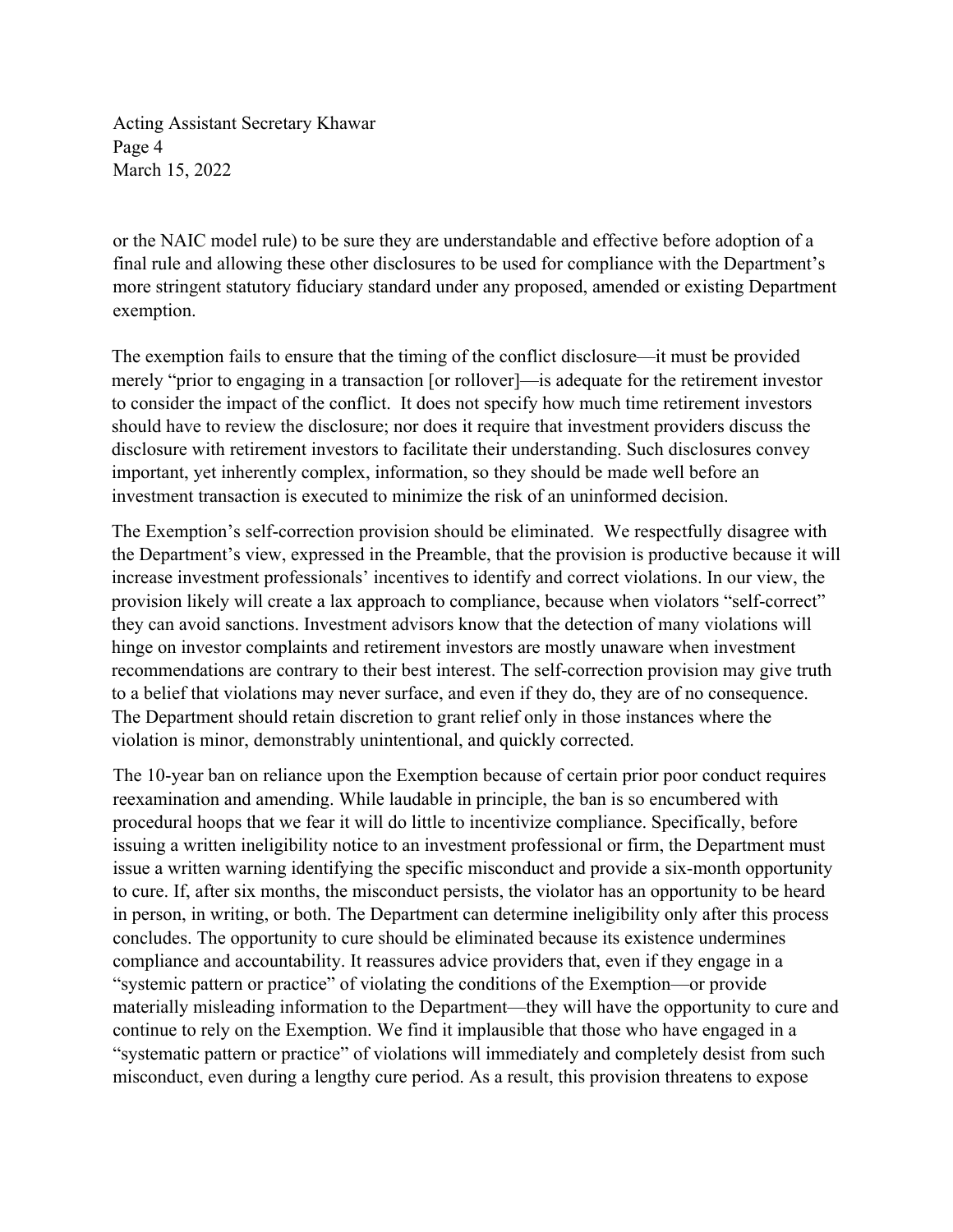or the NAIC model rule) to be sure they are understandable and effective before adoption of a final rule and allowing these other disclosures to be used for compliance with the Department's more stringent statutory fiduciary standard under any proposed, amended or existing Department exemption.

The exemption fails to ensure that the timing of the conflict disclosure—it must be provided merely "prior to engaging in a transaction [or rollover]—is adequate for the retirement investor to consider the impact of the conflict. It does not specify how much time retirement investors should have to review the disclosure; nor does it require that investment providers discuss the disclosure with retirement investors to facilitate their understanding. Such disclosures convey important, yet inherently complex, information, so they should be made well before an investment transaction is executed to minimize the risk of an uninformed decision.

The Exemption's self-correction provision should be eliminated. We respectfully disagree with the Department's view, expressed in the Preamble, that the provision is productive because it will increase investment professionals' incentives to identify and correct violations. In our view, the provision likely will create a lax approach to compliance, because when violators "self-correct" they can avoid sanctions. Investment advisors know that the detection of many violations will hinge on investor complaints and retirement investors are mostly unaware when investment recommendations are contrary to their best interest. The self-correction provision may give truth to a belief that violations may never surface, and even if they do, they are of no consequence. The Department should retain discretion to grant relief only in those instances where the violation is minor, demonstrably unintentional, and quickly corrected.

The 10-year ban on reliance upon the Exemption because of certain prior poor conduct requires reexamination and amending. While laudable in principle, the ban is so encumbered with procedural hoops that we fear it will do little to incentivize compliance. Specifically, before issuing a written ineligibility notice to an investment professional or firm, the Department must issue a written warning identifying the specific misconduct and provide a six-month opportunity to cure. If, after six months, the misconduct persists, the violator has an opportunity to be heard in person, in writing, or both. The Department can determine ineligibility only after this process concludes. The opportunity to cure should be eliminated because its existence undermines compliance and accountability. It reassures advice providers that, even if they engage in a "systemic pattern or practice" of violating the conditions of the Exemption—or provide materially misleading information to the Department—they will have the opportunity to cure and continue to rely on the Exemption. We find it implausible that those who have engaged in a "systematic pattern or practice" of violations will immediately and completely desist from such misconduct, even during a lengthy cure period. As a result, this provision threatens to expose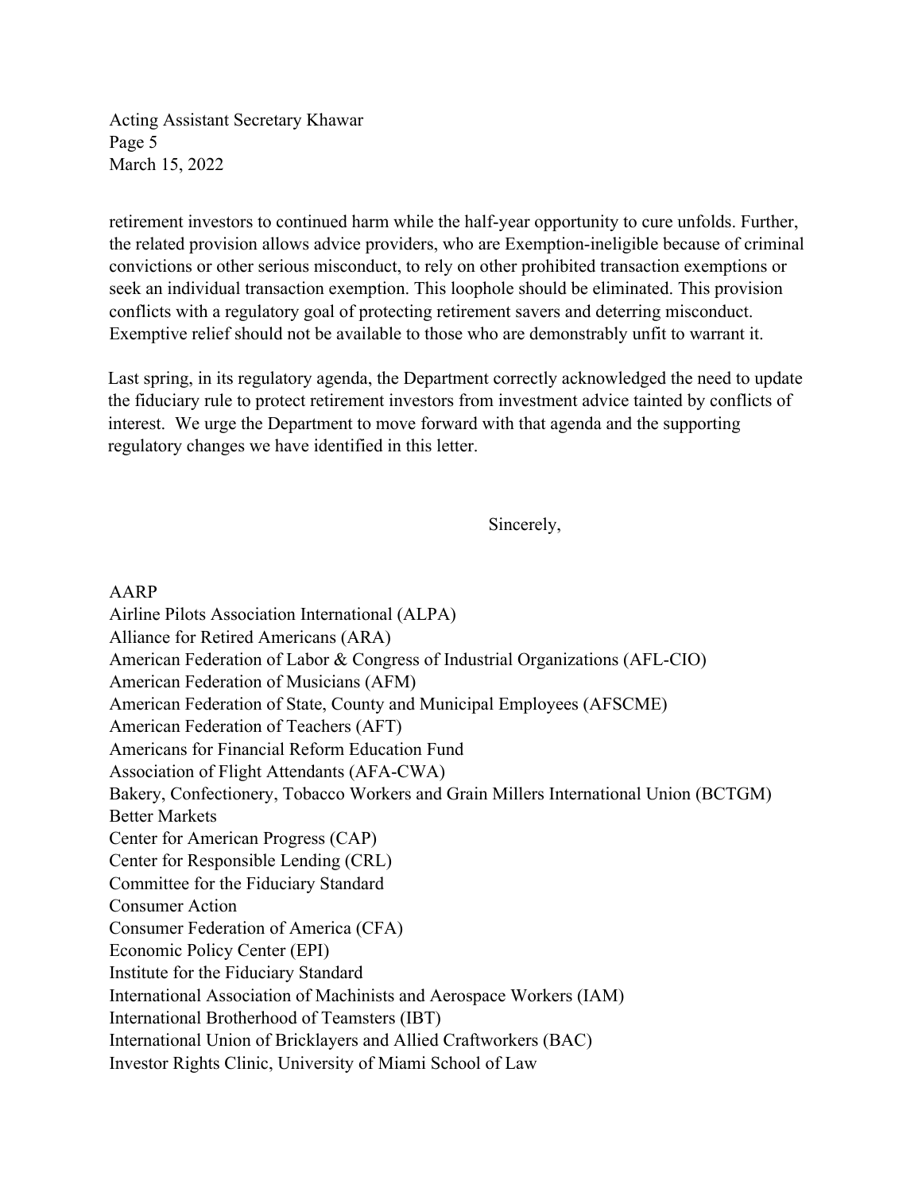retirement investors to continued harm while the half-year opportunity to cure unfolds. Further, the related provision allows advice providers, who are Exemption-ineligible because of criminal convictions or other serious misconduct, to rely on other prohibited transaction exemptions or seek an individual transaction exemption. This loophole should be eliminated. This provision conflicts with a regulatory goal of protecting retirement savers and deterring misconduct. Exemptive relief should not be available to those who are demonstrably unfit to warrant it.

Last spring, in its regulatory agenda, the Department correctly acknowledged the need to update the fiduciary rule to protect retirement investors from investment advice tainted by conflicts of interest. We urge the Department to move forward with that agenda and the supporting regulatory changes we have identified in this letter.

Sincerely,

AARP
Airline Pilots Association International (ALPA)
Alliance for Retired Americans (ARA)
American Federation of Labor & Congress of Industrial Organizations (AFL-CIO)
American Federation of Musicians (AFM)
American Federation of State, County and Municipal Employees (AFSCME)
American Federation of Teachers (AFT)
Americans for Financial Reform Education Fund
Association of Flight Attendants (AFA-CWA)
Bakery, Confectionery, Tobacco Workers and Grain Millers International Union (BCTGM)
Better Markets
Center for American Progress (CAP)
Center for Responsible Lending (CRL)
Committee for the Fiduciary Standard
Consumer Action
Consumer Federation of America (CFA)
Economic Policy Center (EPI)
Institute for the Fiduciary Standard
International Association of Machinists and Aerospace Workers (IAM)
International Brotherhood of Teamsters (IBT)
International Union of Bricklayers and Allied Craftworkers (BAC)
Investor Rights Clinic, University of Miami School of Law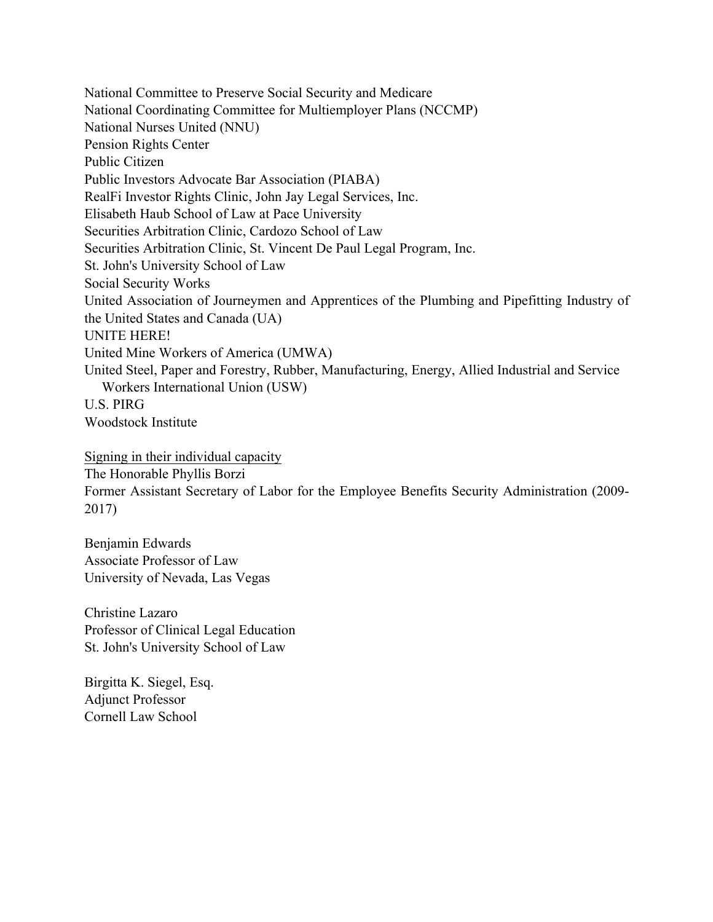National Committee to Preserve Social Security and Medicare
National Coordinating Committee for Multiemployer Plans (NCCMP)
National Nurses United (NNU)
Pension Rights Center
Public Citizen
Public Investors Advocate Bar Association (PIABA)
RealFi Investor Rights Clinic, John Jay Legal Services, Inc.
Elisabeth Haub School of Law at Pace University
Securities Arbitration Clinic, Cardozo School of Law
Securities Arbitration Clinic, St. Vincent De Paul Legal Program, Inc.
St. John's University School of Law
Social Security Works
United Association of Journeymen and Apprentices of the Plumbing and Pipefitting Industry of the United States and Canada (UA)
UNITE HERE!
United Mine Workers of America (UMWA)
United Steel, Paper and Forestry, Rubber, Manufacturing, Energy, Allied Industrial and Service Workers International Union (USW)
U.S. PIRG
Woodstock Institute

<u>Signing in their individual capacity</u>
The Honorable Phyllis Borzi
Former Assistant Secretary of Labor for the Employee Benefits Security Administration (2009-2017)

Benjamin Edwards
Associate Professor of Law
University of Nevada, Las Vegas

Christine Lazaro
Professor of Clinical Legal Education
St. John's University School of Law

Birgitta K. Siegel, Esq.
Adjunct Professor
Cornell Law School